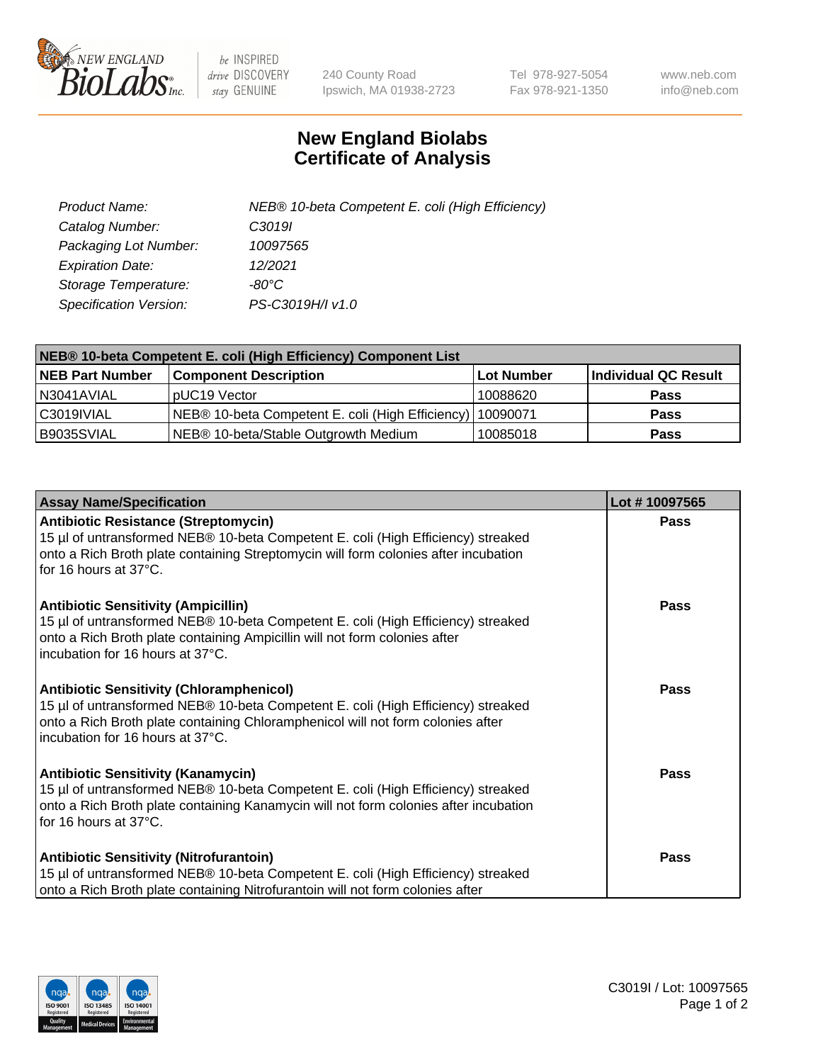# New England Biolabs Certificate of Analysis

| | |
|---|---|
| *Product Name:* | *NEB® 10-beta Competent E. coli (High Efficiency)* |
| *Catalog Number:* | *C3019I* |
| *Packaging Lot Number:* | *10097565* |
| *Expiration Date:* | *12/2021* |
| *Storage Temperature:* | *-80°C* |
| *Specification Version:* | *PS-C3019H/I v1.0* |

| **NEB® 10-beta Competent E. coli (High Efficiency) Component List** | | | |
|---|---|---|---|
| **NEB Part Number** | **Component Description** | **Lot Number** | **Individual QC Result** |
| N3041AVIAL | pUC19 Vector | 10088620 | **Pass** |
| C3019IVIAL | NEB® 10-beta Competent E. coli (High Efficiency) | 10090071 | **Pass** |
| B9035SVIAL | NEB® 10-beta/Stable Outgrowth Medium | 10085018 | **Pass** |

| **Assay Name/Specification** | **Lot # 10097565** |
|---|---|
| **Antibiotic Resistance (Streptomycin)** 15 µl of untransformed NEB® 10-beta Competent E. coli (High Efficiency) streaked onto a Rich Broth plate containing Streptomycin will form colonies after incubation for 16 hours at 37°C. | **Pass** |
| **Antibiotic Sensitivity (Ampicillin)** 15 µl of untransformed NEB® 10-beta Competent E. coli (High Efficiency) streaked onto a Rich Broth plate containing Ampicillin will not form colonies after incubation for 16 hours at 37°C. | **Pass** |
| **Antibiotic Sensitivity (Chloramphenicol)** 15 µl of untransformed NEB® 10-beta Competent E. coli (High Efficiency) streaked onto a Rich Broth plate containing Chloramphenicol will not form colonies after incubation for 16 hours at 37°C. | **Pass** |
| **Antibiotic Sensitivity (Kanamycin)** 15 µl of untransformed NEB® 10-beta Competent E. coli (High Efficiency) streaked onto a Rich Broth plate containing Kanamycin will not form colonies after incubation for 16 hours at 37°C. | **Pass** |
| **Antibiotic Sensitivity (Nitrofurantoin)** 15 µl of untransformed NEB® 10-beta Competent E. coli (High Efficiency) streaked onto a Rich Broth plate containing Nitrofurantoin will not form colonies after | **Pass** |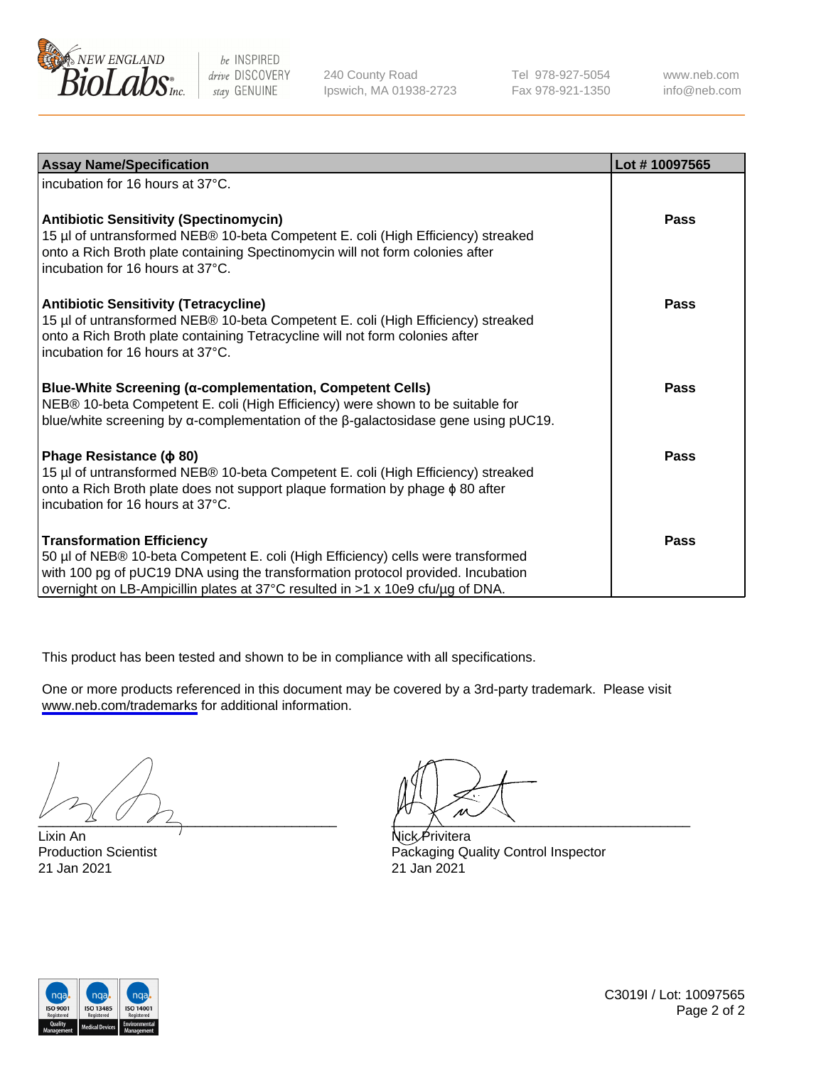| Assay Name/Specification | Lot # 10097565 |
|---|---|
| incubation for 16 hours at 37°C. | |
| **Antibiotic Sensitivity (Spectinomycin)**<br>15 µl of untransformed NEB® 10-beta Competent E. coli (High Efficiency) streaked onto a Rich Broth plate containing Spectinomycin will not form colonies after incubation for 16 hours at 37°C. | **Pass** |
| **Antibiotic Sensitivity (Tetracycline)**<br>15 µl of untransformed NEB® 10-beta Competent E. coli (High Efficiency) streaked onto a Rich Broth plate containing Tetracycline will not form colonies after incubation for 16 hours at 37°C. | **Pass** |
| **Blue-White Screening (α-complementation, Competent Cells)**<br>NEB® 10-beta Competent E. coli (High Efficiency) were shown to be suitable for blue/white screening by α-complementation of the β-galactosidase gene using pUC19. | **Pass** |
| **Phage Resistance (ϕ 80)**<br>15 µl of untransformed NEB® 10-beta Competent E. coli (High Efficiency) streaked onto a Rich Broth plate does not support plaque formation by phage ϕ 80 after incubation for 16 hours at 37°C. | **Pass** |
| **Transformation Efficiency**<br>50 µl of NEB® 10-beta Competent E. coli (High Efficiency) cells were transformed with 100 pg of pUC19 DNA using the transformation protocol provided. Incubation overnight on LB-Ampicillin plates at 37°C resulted in >1 x 10e9 cfu/µg of DNA. | **Pass** |

This product has been tested and shown to be in compliance with all specifications.

One or more products referenced in this document may be covered by a 3rd-party trademark. Please visit www.neb.com/trademarks for additional information.

Lixin An
Production Scientist
21 Jan 2021

Nick Privitera
Packaging Quality Control Inspector
21 Jan 2021

C3019I / Lot: 10097565